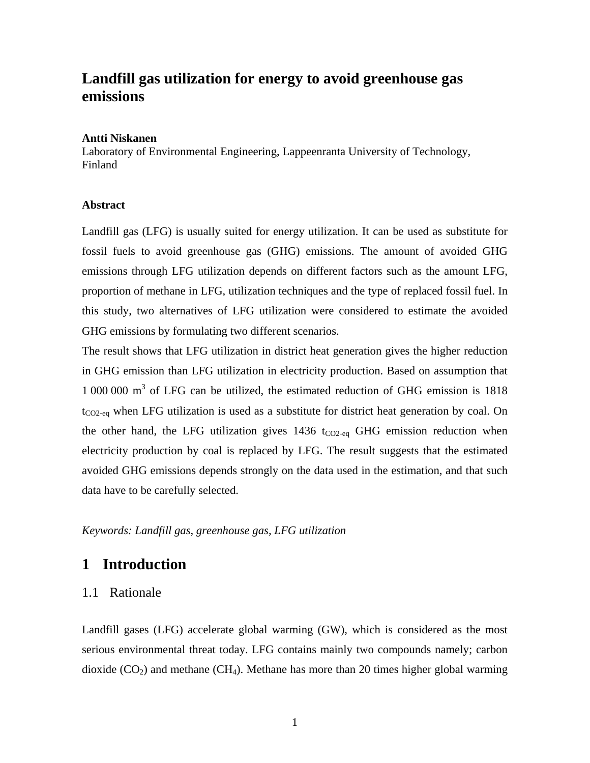# Landfill gas utilization for energy to avoid greenhouse gas emissions

**Antti Niskanen**
Laboratory of Environmental Engineering, Lappeenranta University of Technology, Finland

### Abstract

Landfill gas (LFG) is usually suited for energy utilization. It can be used as substitute for fossil fuels to avoid greenhouse gas (GHG) emissions. The amount of avoided GHG emissions through LFG utilization depends on different factors such as the amount LFG, proportion of methane in LFG, utilization techniques and the type of replaced fossil fuel. In this study, two alternatives of LFG utilization were considered to estimate the avoided GHG emissions by formulating two different scenarios.

The result shows that LFG utilization in district heat generation gives the higher reduction in GHG emission than LFG utilization in electricity production. Based on assumption that 1 000 000 $m^3$ of LFG can be utilized, the estimated reduction of GHG emission is 1818 $t_{CO2\text{-}eq}$ when LFG utilization is used as a substitute for district heat generation by coal. On the other hand, the LFG utilization gives 1436 $t_{CO2\text{-}eq}$ GHG emission reduction when electricity production by coal is replaced by LFG. The result suggests that the estimated avoided GHG emissions depends strongly on the data used in the estimation, and that such data have to be carefully selected.

*Keywords: Landfill gas, greenhouse gas, LFG utilization*

## 1 Introduction

### 1.1 Rationale

Landfill gases (LFG) accelerate global warming (GW), which is considered as the most serious environmental threat today. LFG contains mainly two compounds namely; carbon dioxide ($CO_2$) and methane ($CH_4$). Methane has more than 20 times higher global warming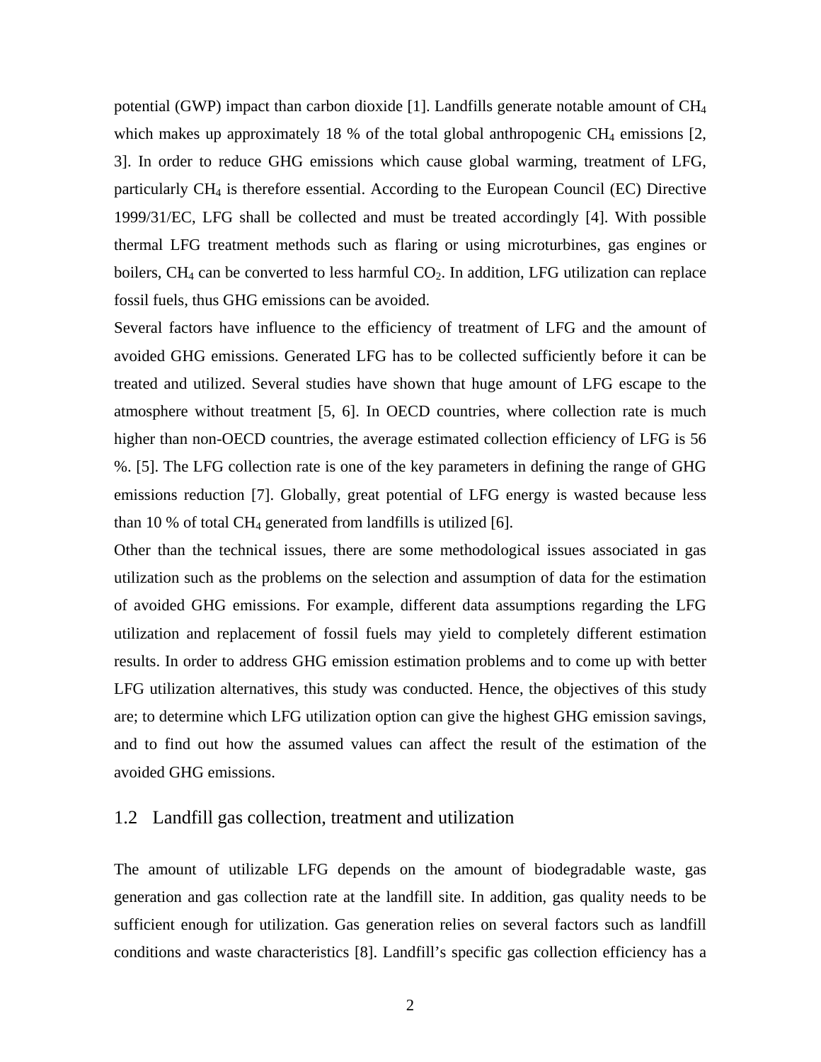potential (GWP) impact than carbon dioxide [1]. Landfills generate notable amount of $CH_4$ which makes up approximately 18 % of the total global anthropogenic $CH_4$ emissions [2, 3]. In order to reduce GHG emissions which cause global warming, treatment of LFG, particularly $CH_4$ is therefore essential. According to the European Council (EC) Directive 1999/31/EC, LFG shall be collected and must be treated accordingly [4]. With possible thermal LFG treatment methods such as flaring or using microturbines, gas engines or boilers, $CH_4$ can be converted to less harmful $CO_2$. In addition, LFG utilization can replace fossil fuels, thus GHG emissions can be avoided.

Several factors have influence to the efficiency of treatment of LFG and the amount of avoided GHG emissions. Generated LFG has to be collected sufficiently before it can be treated and utilized. Several studies have shown that huge amount of LFG escape to the atmosphere without treatment [5, 6]. In OECD countries, where collection rate is much higher than non-OECD countries, the average estimated collection efficiency of LFG is 56 %. [5]. The LFG collection rate is one of the key parameters in defining the range of GHG emissions reduction [7]. Globally, great potential of LFG energy is wasted because less than 10 % of total $CH_4$ generated from landfills is utilized [6].

Other than the technical issues, there are some methodological issues associated in gas utilization such as the problems on the selection and assumption of data for the estimation of avoided GHG emissions. For example, different data assumptions regarding the LFG utilization and replacement of fossil fuels may yield to completely different estimation results. In order to address GHG emission estimation problems and to come up with better LFG utilization alternatives, this study was conducted. Hence, the objectives of this study are; to determine which LFG utilization option can give the highest GHG emission savings, and to find out how the assumed values can affect the result of the estimation of the avoided GHG emissions.

## 1.2 Landfill gas collection, treatment and utilization

The amount of utilizable LFG depends on the amount of biodegradable waste, gas generation and gas collection rate at the landfill site. In addition, gas quality needs to be sufficient enough for utilization. Gas generation relies on several factors such as landfill conditions and waste characteristics [8]. Landfill's specific gas collection efficiency has a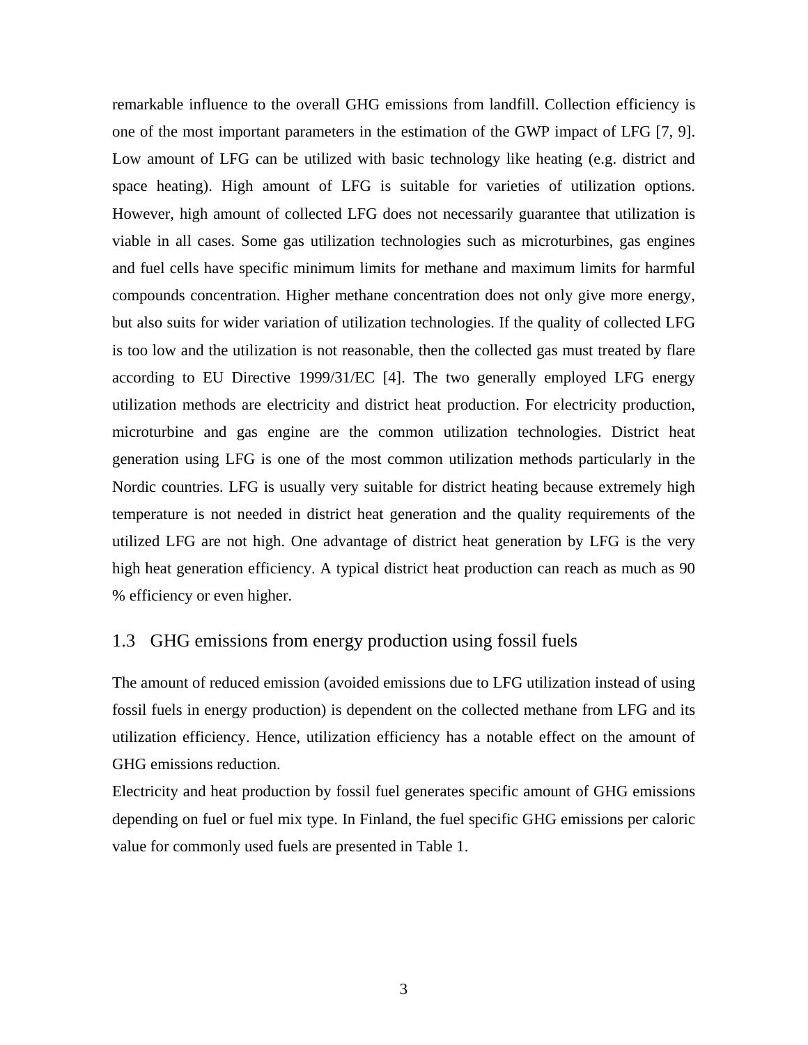remarkable influence to the overall GHG emissions from landfill. Collection efficiency is one of the most important parameters in the estimation of the GWP impact of LFG [7, 9]. Low amount of LFG can be utilized with basic technology like heating (e.g. district and space heating). High amount of LFG is suitable for varieties of utilization options. However, high amount of collected LFG does not necessarily guarantee that utilization is viable in all cases. Some gas utilization technologies such as microturbines, gas engines and fuel cells have specific minimum limits for methane and maximum limits for harmful compounds concentration. Higher methane concentration does not only give more energy, but also suits for wider variation of utilization technologies. If the quality of collected LFG is too low and the utilization is not reasonable, then the collected gas must treated by flare according to EU Directive 1999/31/EC [4]. The two generally employed LFG energy utilization methods are electricity and district heat production. For electricity production, microturbine and gas engine are the common utilization technologies. District heat generation using LFG is one of the most common utilization methods particularly in the Nordic countries. LFG is usually very suitable for district heating because extremely high temperature is not needed in district heat generation and the quality requirements of the utilized LFG are not high. One advantage of district heat generation by LFG is the very high heat generation efficiency. A typical district heat production can reach as much as 90 % efficiency or even higher.

## 1.3 GHG emissions from energy production using fossil fuels

The amount of reduced emission (avoided emissions due to LFG utilization instead of using fossil fuels in energy production) is dependent on the collected methane from LFG and its utilization efficiency. Hence, utilization efficiency has a notable effect on the amount of GHG emissions reduction.

Electricity and heat production by fossil fuel generates specific amount of GHG emissions depending on fuel or fuel mix type. In Finland, the fuel specific GHG emissions per caloric value for commonly used fuels are presented in Table 1.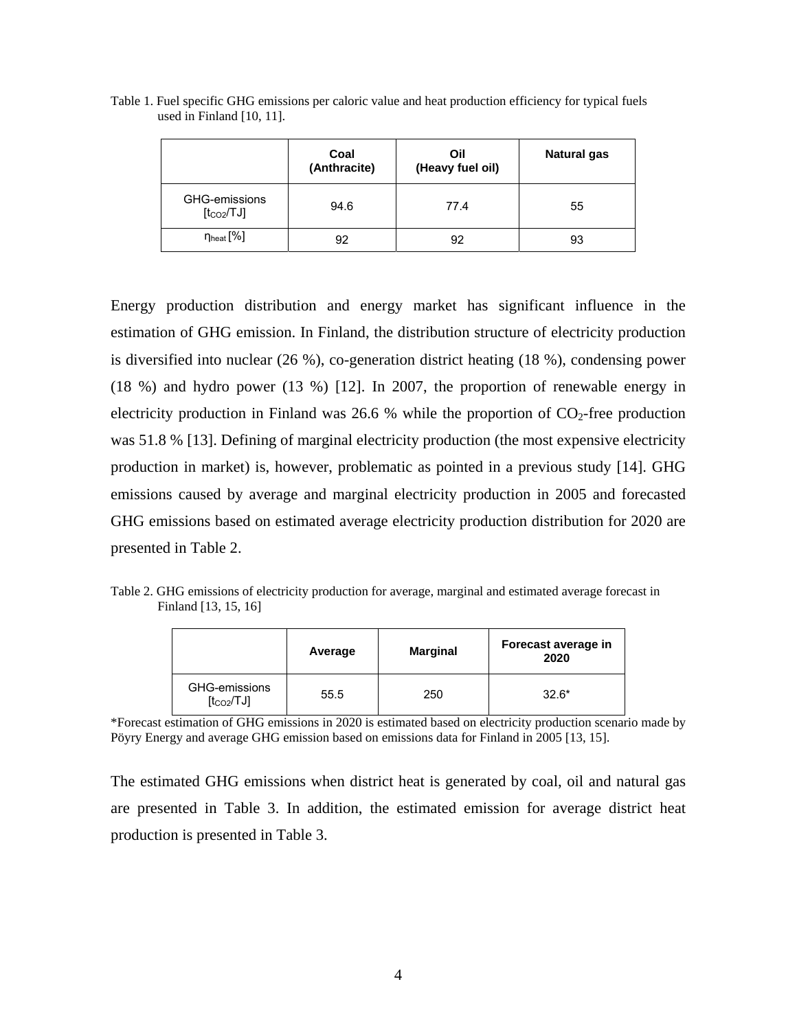Table 1. Fuel specific GHG emissions per caloric value and heat production efficiency for typical fuels used in Finland [10, 11].

| | Coal (Anthracite) | Oil (Heavy fuel oil) | Natural gas |
|---|---|---|---|
| GHG-emissions [$t_{CO2}$/TJ] | 94.6 | 77.4 | 55 |
| $\eta_{heat}$ [%] | 92 | 92 | 93 |

Energy production distribution and energy market has significant influence in the estimation of GHG emission. In Finland, the distribution structure of electricity production is diversified into nuclear (26 %), co-generation district heating (18 %), condensing power (18 %) and hydro power (13 %) [12]. In 2007, the proportion of renewable energy in electricity production in Finland was 26.6 % while the proportion of $CO_2$-free production was 51.8 % [13]. Defining of marginal electricity production (the most expensive electricity production in market) is, however, problematic as pointed in a previous study [14]. GHG emissions caused by average and marginal electricity production in 2005 and forecasted GHG emissions based on estimated average electricity production distribution for 2020 are presented in Table 2.

Table 2. GHG emissions of electricity production for average, marginal and estimated average forecast in Finland [13, 15, 16]

| | Average | Marginal | Forecast average in 2020 |
|---|---|---|---|
| GHG-emissions [$t_{CO2}$/TJ] | 55.5 | 250 | 32.6* |

*Forecast estimation of GHG emissions in 2020 is estimated based on electricity production scenario made by Pöyry Energy and average GHG emission based on emissions data for Finland in 2005 [13, 15].

The estimated GHG emissions when district heat is generated by coal, oil and natural gas are presented in Table 3. In addition, the estimated emission for average district heat production is presented in Table 3.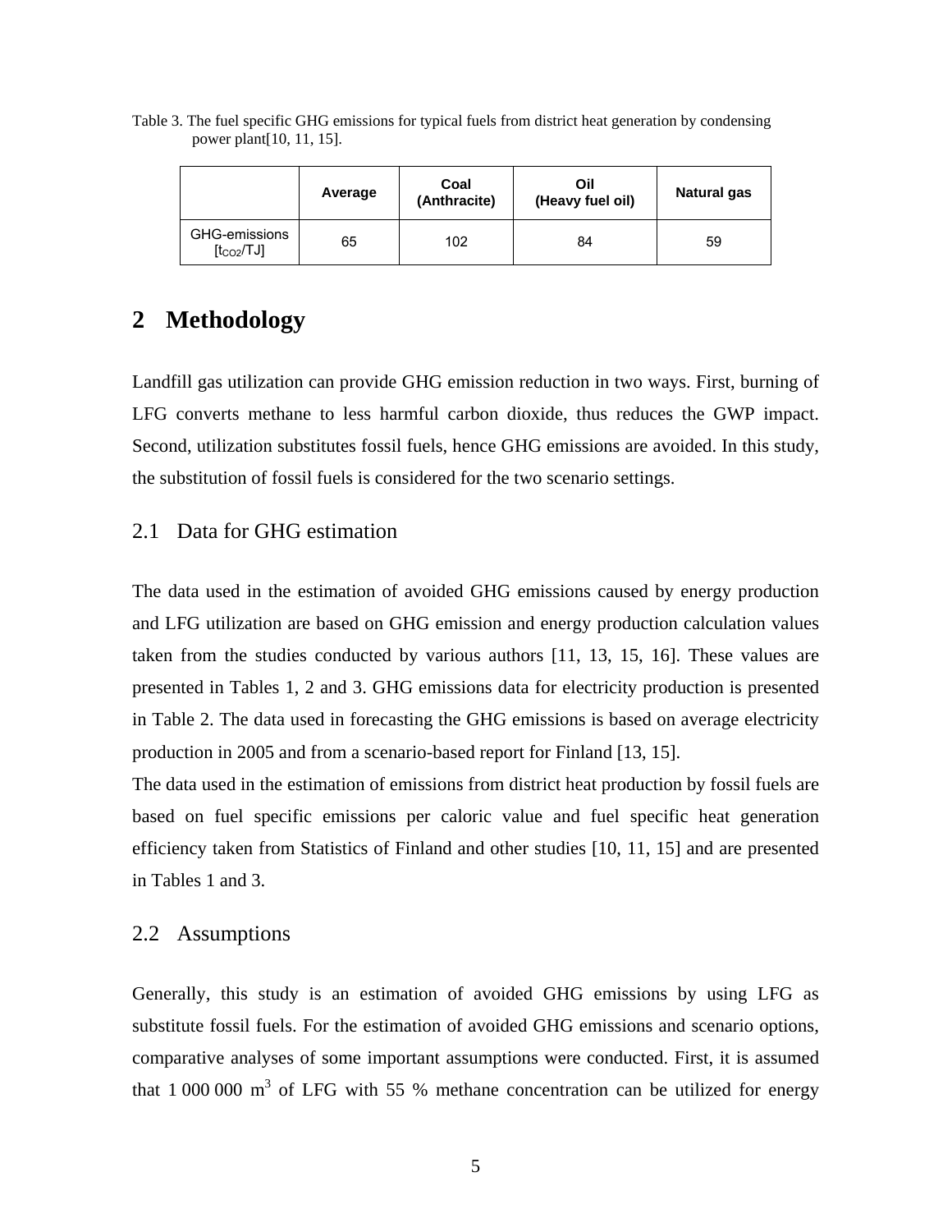Table 3. The fuel specific GHG emissions for typical fuels from district heat generation by condensing power plant[10, 11, 15].

| | Average | Coal (Anthracite) | Oil (Heavy fuel oil) | Natural gas |
|---|---|---|---|---|
| GHG-emissions [$t_{CO2}$/TJ] | 65 | 102 | 84 | 59 |

## 2 Methodology

Landfill gas utilization can provide GHG emission reduction in two ways. First, burning of LFG converts methane to less harmful carbon dioxide, thus reduces the GWP impact. Second, utilization substitutes fossil fuels, hence GHG emissions are avoided. In this study, the substitution of fossil fuels is considered for the two scenario settings.

### 2.1 Data for GHG estimation

The data used in the estimation of avoided GHG emissions caused by energy production and LFG utilization are based on GHG emission and energy production calculation values taken from the studies conducted by various authors [11, 13, 15, 16]. These values are presented in Tables 1, 2 and 3. GHG emissions data for electricity production is presented in Table 2. The data used in forecasting the GHG emissions is based on average electricity production in 2005 and from a scenario-based report for Finland [13, 15].

The data used in the estimation of emissions from district heat production by fossil fuels are based on fuel specific emissions per caloric value and fuel specific heat generation efficiency taken from Statistics of Finland and other studies [10, 11, 15] and are presented in Tables 1 and 3.

### 2.2 Assumptions

Generally, this study is an estimation of avoided GHG emissions by using LFG as substitute fossil fuels. For the estimation of avoided GHG emissions and scenario options, comparative analyses of some important assumptions were conducted. First, it is assumed that 1 000 000 $m^3$ of LFG with 55 % methane concentration can be utilized for energy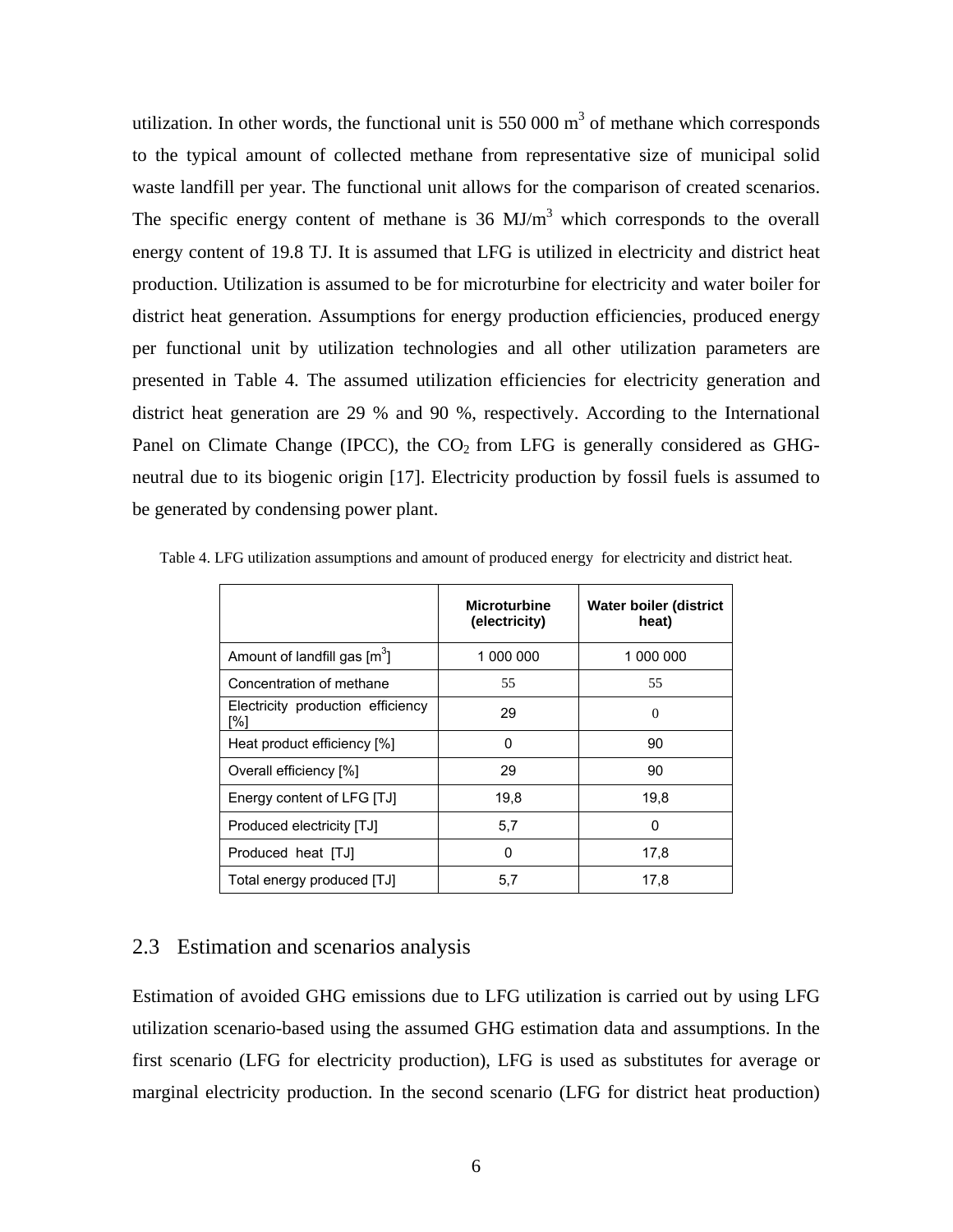utilization. In other words, the functional unit is 550 000 $m^3$ of methane which corresponds to the typical amount of collected methane from representative size of municipal solid waste landfill per year. The functional unit allows for the comparison of created scenarios. The specific energy content of methane is 36 MJ/$m^3$ which corresponds to the overall energy content of 19.8 TJ. It is assumed that LFG is utilized in electricity and district heat production. Utilization is assumed to be for microturbine for electricity and water boiler for district heat generation. Assumptions for energy production efficiencies, produced energy per functional unit by utilization technologies and all other utilization parameters are presented in Table 4. The assumed utilization efficiencies for electricity generation and district heat generation are 29 % and 90 %, respectively. According to the International Panel on Climate Change (IPCC), the $CO_2$ from LFG is generally considered as GHG-neutral due to its biogenic origin [17]. Electricity production by fossil fuels is assumed to be generated by condensing power plant.

Table 4. LFG utilization assumptions and amount of produced energy for electricity and district heat.

| | Microturbine (electricity) | Water boiler (district heat) |
|---|---|---|
| Amount of landfill gas [$m^3$] | 1 000 000 | 1 000 000 |
| Concentration of methane | 55 | 55 |
| Electricity production efficiency [%] | 29 | 0 |
| Heat product efficiency [%] | 0 | 90 |
| Overall efficiency [%] | 29 | 90 |
| Energy content of LFG [TJ] | 19,8 | 19,8 |
| Produced electricity [TJ] | 5,7 | 0 |
| Produced heat [TJ] | 0 | 17,8 |
| Total energy produced [TJ] | 5,7 | 17,8 |

## 2.3 Estimation and scenarios analysis

Estimation of avoided GHG emissions due to LFG utilization is carried out by using LFG utilization scenario-based using the assumed GHG estimation data and assumptions. In the first scenario (LFG for electricity production), LFG is used as substitutes for average or marginal electricity production. In the second scenario (LFG for district heat production)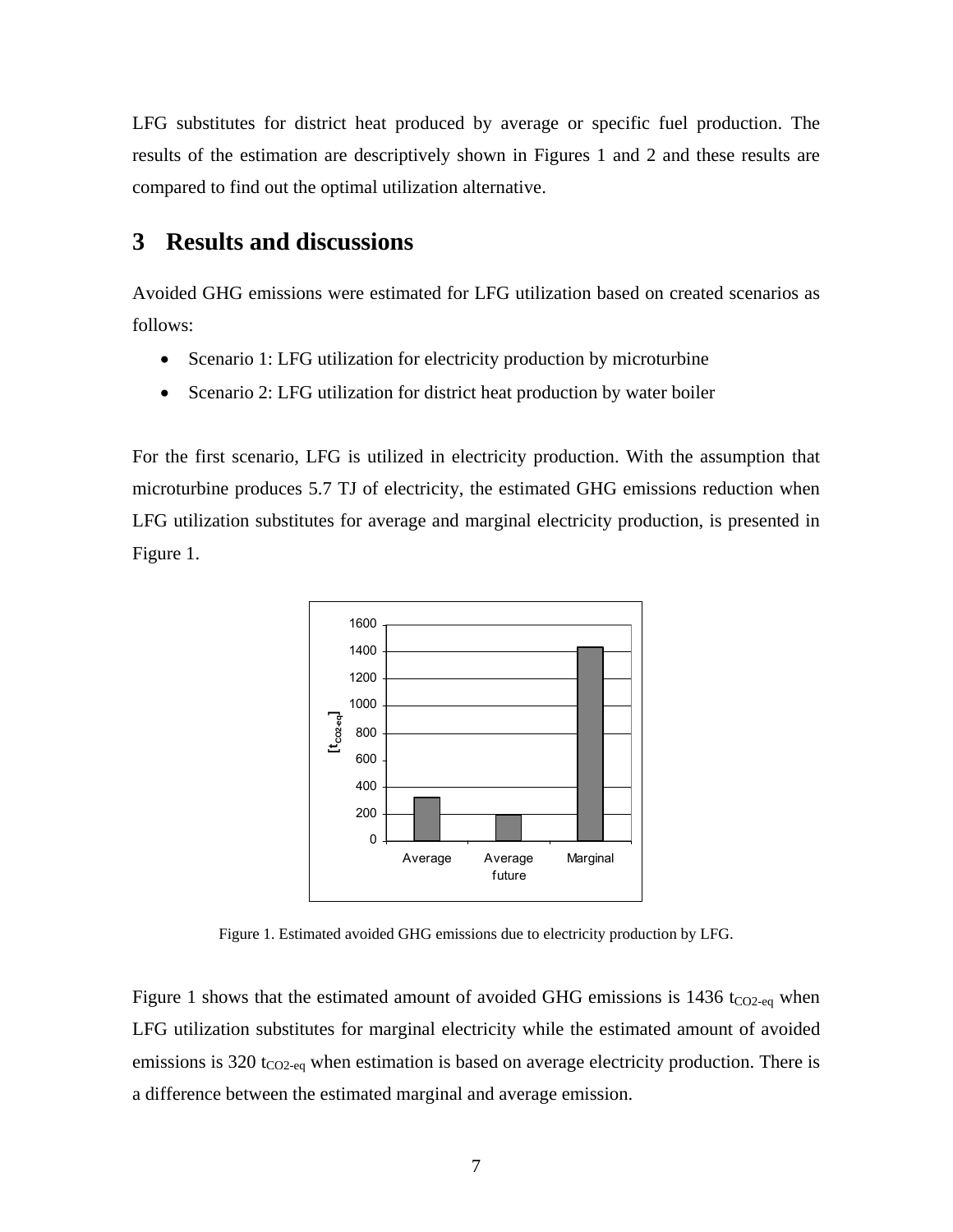LFG substitutes for district heat produced by average or specific fuel production. The results of the estimation are descriptively shown in Figures 1 and 2 and these results are compared to find out the optimal utilization alternative.

## 3 Results and discussions

Avoided GHG emissions were estimated for LFG utilization based on created scenarios as follows:

- Scenario 1: LFG utilization for electricity production by microturbine
- Scenario 2: LFG utilization for district heat production by water boiler

For the first scenario, LFG is utilized in electricity production. With the assumption that microturbine produces 5.7 TJ of electricity, the estimated GHG emissions reduction when LFG utilization substitutes for average and marginal electricity production, is presented in Figure 1.

Figure 1. Estimated avoided GHG emissions due to electricity production by LFG.

Figure 1 shows that the estimated amount of avoided GHG emissions is 1436 $t_{CO2-eq}$ when LFG utilization substitutes for marginal electricity while the estimated amount of avoided emissions is 320 $t_{CO2-eq}$ when estimation is based on average electricity production. There is a difference between the estimated marginal and average emission.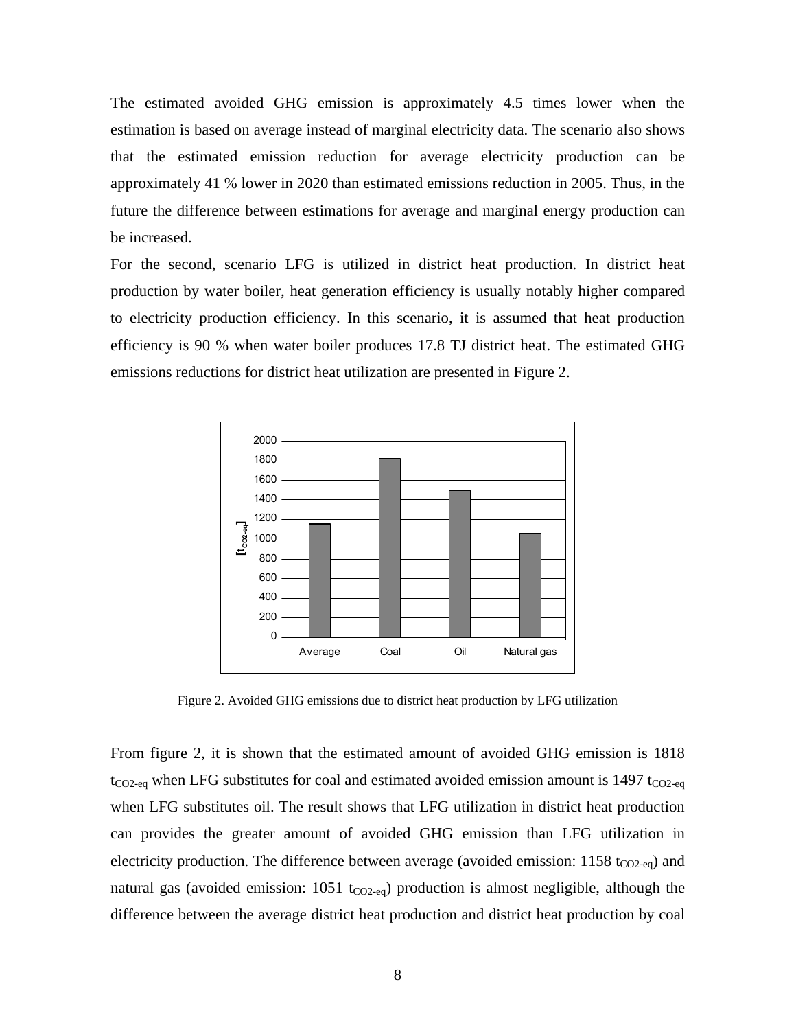The estimated avoided GHG emission is approximately 4.5 times lower when the estimation is based on average instead of marginal electricity data. The scenario also shows that the estimated emission reduction for average electricity production can be approximately 41 % lower in 2020 than estimated emissions reduction in 2005. Thus, in the future the difference between estimations for average and marginal energy production can be increased.

For the second, scenario LFG is utilized in district heat production. In district heat production by water boiler, heat generation efficiency is usually notably higher compared to electricity production efficiency. In this scenario, it is assumed that heat production efficiency is 90 % when water boiler produces 17.8 TJ district heat. The estimated GHG emissions reductions for district heat utilization are presented in Figure 2.

Figure 2. Avoided GHG emissions due to district heat production by LFG utilization

From figure 2, it is shown that the estimated amount of avoided GHG emission is 1818 $t_{CO2-eq}$ when LFG substitutes for coal and estimated avoided emission amount is 1497 $t_{CO2-eq}$ when LFG substitutes oil. The result shows that LFG utilization in district heat production can provides the greater amount of avoided GHG emission than LFG utilization in electricity production. The difference between average (avoided emission: 1158 $t_{CO2-eq}$) and natural gas (avoided emission: 1051 $t_{CO2-eq}$) production is almost negligible, although the difference between the average district heat production and district heat production by coal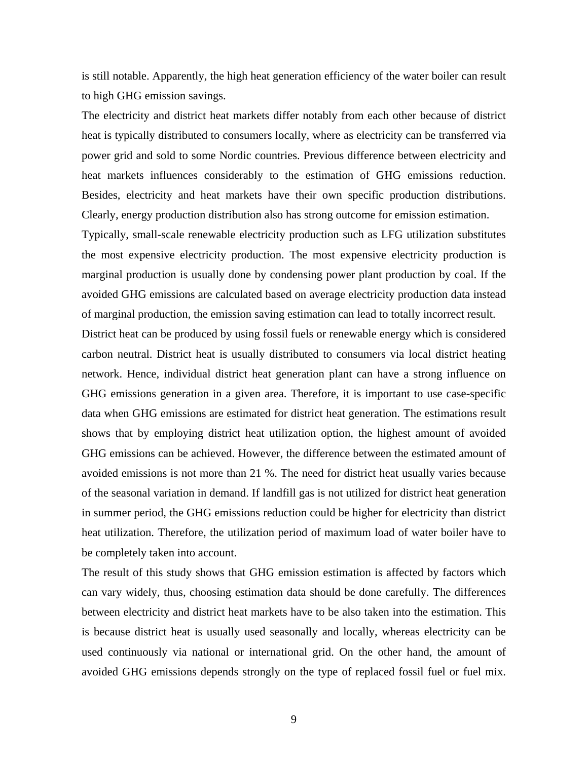is still notable. Apparently, the high heat generation efficiency of the water boiler can result to high GHG emission savings.

The electricity and district heat markets differ notably from each other because of district heat is typically distributed to consumers locally, where as electricity can be transferred via power grid and sold to some Nordic countries. Previous difference between electricity and heat markets influences considerably to the estimation of GHG emissions reduction. Besides, electricity and heat markets have their own specific production distributions. Clearly, energy production distribution also has strong outcome for emission estimation.

Typically, small-scale renewable electricity production such as LFG utilization substitutes the most expensive electricity production. The most expensive electricity production is marginal production is usually done by condensing power plant production by coal. If the avoided GHG emissions are calculated based on average electricity production data instead of marginal production, the emission saving estimation can lead to totally incorrect result.

District heat can be produced by using fossil fuels or renewable energy which is considered carbon neutral. District heat is usually distributed to consumers via local district heating network. Hence, individual district heat generation plant can have a strong influence on GHG emissions generation in a given area. Therefore, it is important to use case-specific data when GHG emissions are estimated for district heat generation. The estimations result shows that by employing district heat utilization option, the highest amount of avoided GHG emissions can be achieved. However, the difference between the estimated amount of avoided emissions is not more than 21 %. The need for district heat usually varies because of the seasonal variation in demand. If landfill gas is not utilized for district heat generation in summer period, the GHG emissions reduction could be higher for electricity than district heat utilization. Therefore, the utilization period of maximum load of water boiler have to be completely taken into account.

The result of this study shows that GHG emission estimation is affected by factors which can vary widely, thus, choosing estimation data should be done carefully. The differences between electricity and district heat markets have to be also taken into the estimation. This is because district heat is usually used seasonally and locally, whereas electricity can be used continuously via national or international grid. On the other hand, the amount of avoided GHG emissions depends strongly on the type of replaced fossil fuel or fuel mix.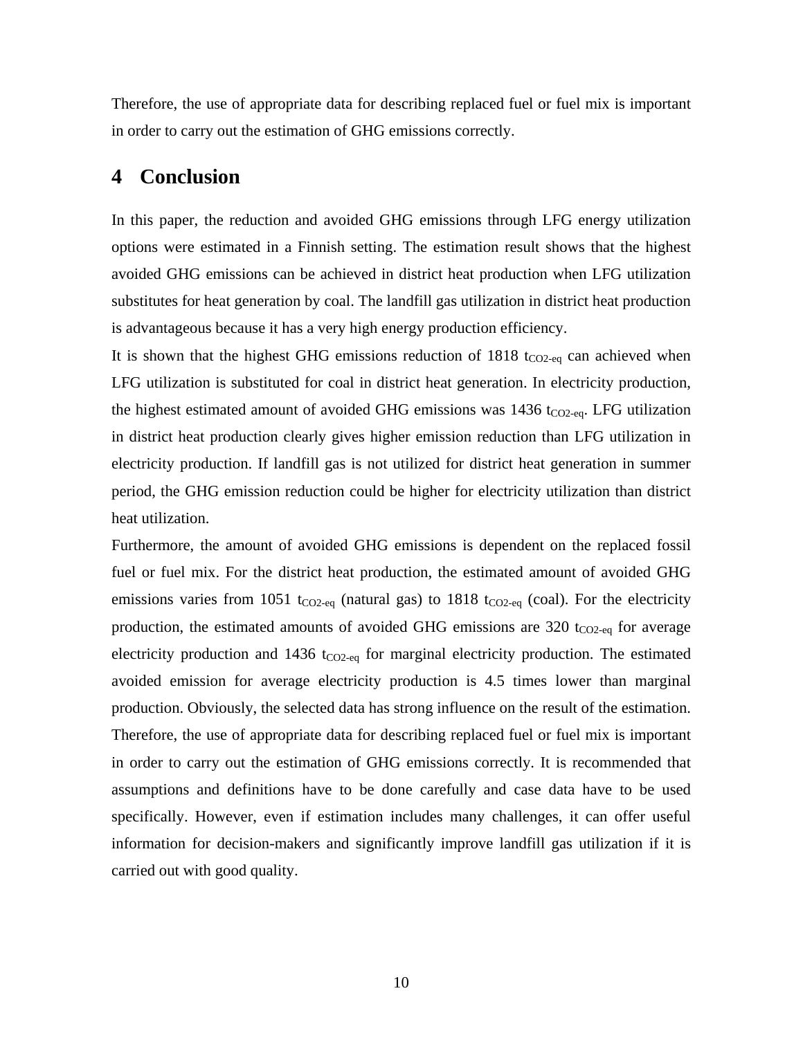Therefore, the use of appropriate data for describing replaced fuel or fuel mix is important in order to carry out the estimation of GHG emissions correctly.

# 4 Conclusion

In this paper, the reduction and avoided GHG emissions through LFG energy utilization options were estimated in a Finnish setting. The estimation result shows that the highest avoided GHG emissions can be achieved in district heat production when LFG utilization substitutes for heat generation by coal. The landfill gas utilization in district heat production is advantageous because it has a very high energy production efficiency.

It is shown that the highest GHG emissions reduction of 1818 $t_{CO2\text{-}eq}$ can achieved when LFG utilization is substituted for coal in district heat generation. In electricity production, the highest estimated amount of avoided GHG emissions was 1436 $t_{CO2\text{-}eq}$. LFG utilization in district heat production clearly gives higher emission reduction than LFG utilization in electricity production. If landfill gas is not utilized for district heat generation in summer period, the GHG emission reduction could be higher for electricity utilization than district heat utilization.

Furthermore, the amount of avoided GHG emissions is dependent on the replaced fossil fuel or fuel mix. For the district heat production, the estimated amount of avoided GHG emissions varies from 1051 $t_{CO2\text{-}eq}$ (natural gas) to 1818 $t_{CO2\text{-}eq}$ (coal). For the electricity production, the estimated amounts of avoided GHG emissions are 320 $t_{CO2\text{-}eq}$ for average electricity production and 1436 $t_{CO2\text{-}eq}$ for marginal electricity production. The estimated avoided emission for average electricity production is 4.5 times lower than marginal production. Obviously, the selected data has strong influence on the result of the estimation. Therefore, the use of appropriate data for describing replaced fuel or fuel mix is important in order to carry out the estimation of GHG emissions correctly. It is recommended that assumptions and definitions have to be done carefully and case data have to be used specifically. However, even if estimation includes many challenges, it can offer useful information for decision-makers and significantly improve landfill gas utilization if it is carried out with good quality.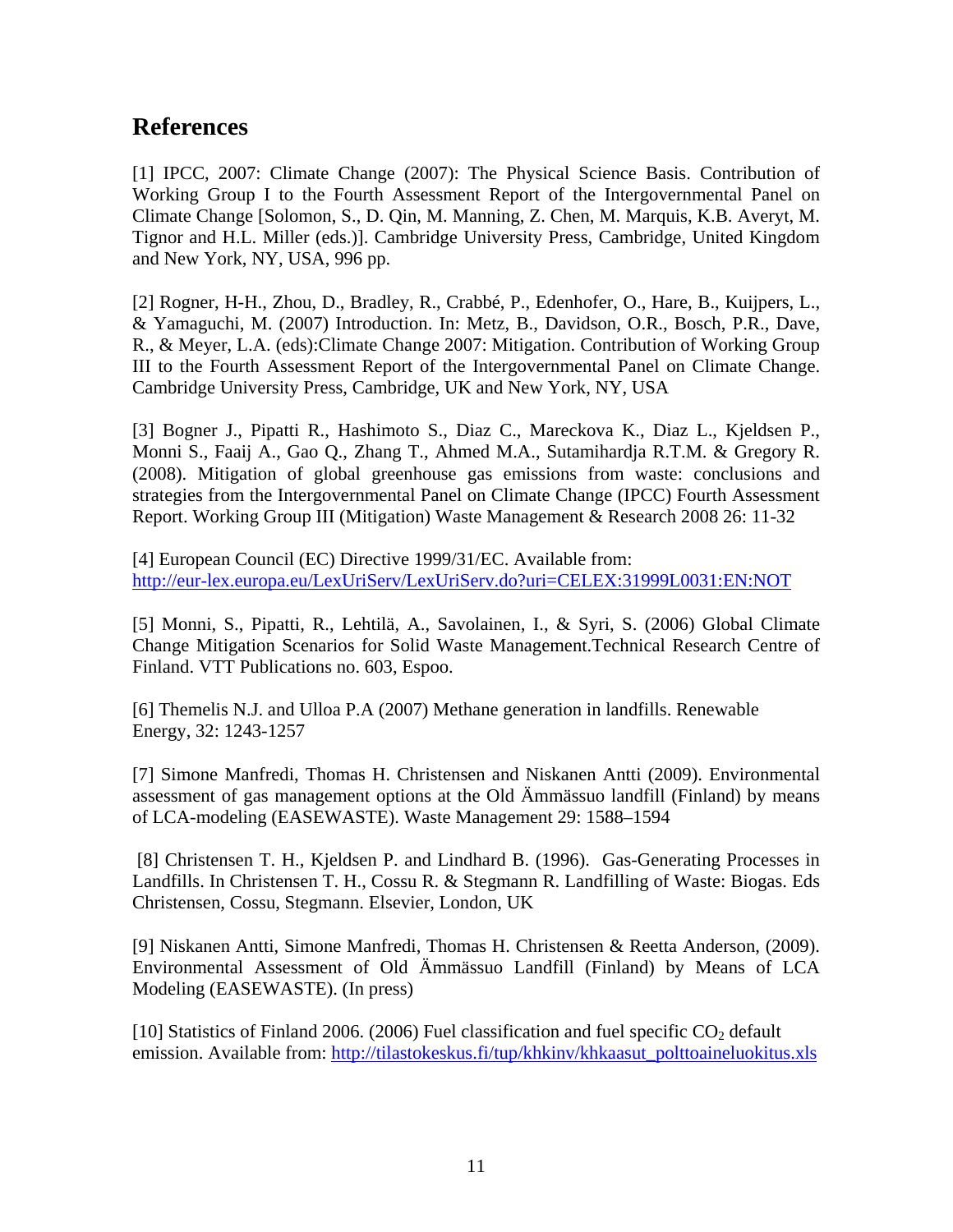## References

[1] IPCC, 2007: Climate Change (2007): The Physical Science Basis. Contribution of Working Group I to the Fourth Assessment Report of the Intergovernmental Panel on Climate Change [Solomon, S., D. Qin, M. Manning, Z. Chen, M. Marquis, K.B. Averyt, M. Tignor and H.L. Miller (eds.)]. Cambridge University Press, Cambridge, United Kingdom and New York, NY, USA, 996 pp.

[2] Rogner, H-H., Zhou, D., Bradley, R., Crabbé, P., Edenhofer, O., Hare, B., Kuijpers, L., & Yamaguchi, M. (2007) Introduction. In: Metz, B., Davidson, O.R., Bosch, P.R., Dave, R., & Meyer, L.A. (eds):Climate Change 2007: Mitigation. Contribution of Working Group III to the Fourth Assessment Report of the Intergovernmental Panel on Climate Change. Cambridge University Press, Cambridge, UK and New York, NY, USA

[3] Bogner J., Pipatti R., Hashimoto S., Diaz C., Mareckova K., Diaz L., Kjeldsen P., Monni S., Faaij A., Gao Q., Zhang T., Ahmed M.A., Sutamihardja R.T.M. & Gregory R. (2008). Mitigation of global greenhouse gas emissions from waste: conclusions and strategies from the Intergovernmental Panel on Climate Change (IPCC) Fourth Assessment Report. Working Group III (Mitigation) Waste Management & Research 2008 26: 11-32

[4] European Council (EC) Directive 1999/31/EC. Available from: http://eur-lex.europa.eu/LexUriServ/LexUriServ.do?uri=CELEX:31999L0031:EN:NOT

[5] Monni, S., Pipatti, R., Lehtilä, A., Savolainen, I., & Syri, S. (2006) Global Climate Change Mitigation Scenarios for Solid Waste Management.Technical Research Centre of Finland. VTT Publications no. 603, Espoo.

[6] Themelis N.J. and Ulloa P.A (2007) Methane generation in landfills. Renewable Energy, 32: 1243-1257

[7] Simone Manfredi, Thomas H. Christensen and Niskanen Antti (2009). Environmental assessment of gas management options at the Old Ämmässuo landfill (Finland) by means of LCA-modeling (EASEWASTE). Waste Management 29: 1588–1594

[8] Christensen T. H., Kjeldsen P. and Lindhard B. (1996). Gas-Generating Processes in Landfills. In Christensen T. H., Cossu R. & Stegmann R. Landfilling of Waste: Biogas. Eds Christensen, Cossu, Stegmann. Elsevier, London, UK

[9] Niskanen Antti, Simone Manfredi, Thomas H. Christensen & Reetta Anderson, (2009). Environmental Assessment of Old Ämmässuo Landfill (Finland) by Means of LCA Modeling (EASEWASTE). (In press)

[10] Statistics of Finland 2006. (2006) Fuel classification and fuel specific $CO_2$ default emission. Available from: http://tilastokeskus.fi/tup/khkinv/khkaasut_polttoaineluokitus.xls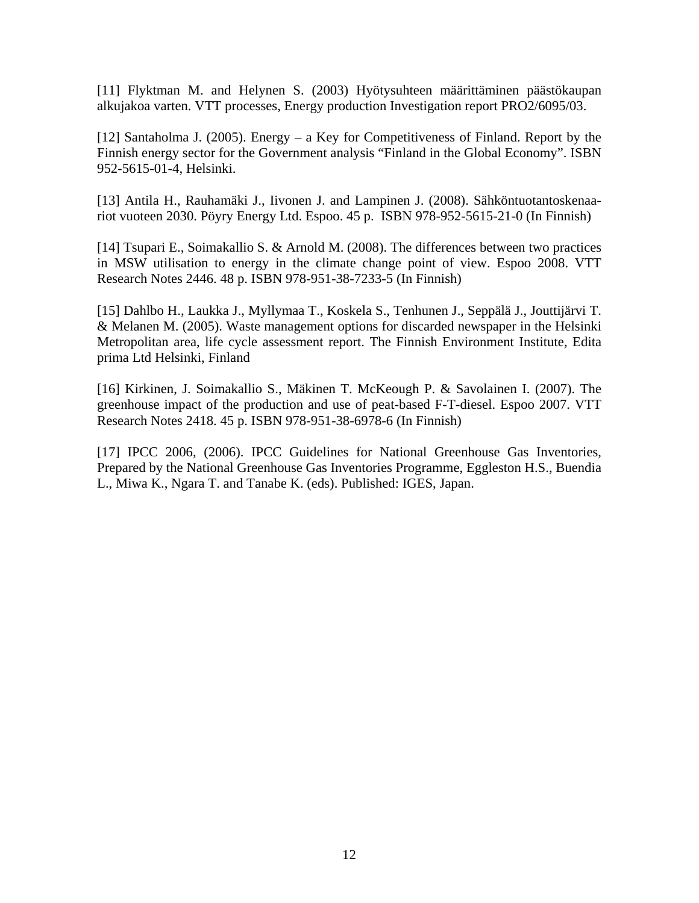[11] Flyktman M. and Helynen S. (2003) Hyötysuhteen määrittäminen päästökaupan alkujakoa varten. VTT processes, Energy production Investigation report PRO2/6095/03.

[12] Santaholma J. (2005). Energy – a Key for Competitiveness of Finland. Report by the Finnish energy sector for the Government analysis "Finland in the Global Economy". ISBN 952-5615-01-4, Helsinki.

[13] Antila H., Rauhamäki J., Iivonen J. and Lampinen J. (2008). Sähköntuotantoskenaariot vuoteen 2030. Pöyry Energy Ltd. Espoo. 45 p. ISBN 978-952-5615-21-0 (In Finnish)

[14] Tsupari E., Soimakallio S. & Arnold M. (2008). The differences between two practices in MSW utilisation to energy in the climate change point of view. Espoo 2008. VTT Research Notes 2446. 48 p. ISBN 978-951-38-7233-5 (In Finnish)

[15] Dahlbo H., Laukka J., Myllymaa T., Koskela S., Tenhunen J., Seppälä J., Jouttijärvi T. & Melanen M. (2005). Waste management options for discarded newspaper in the Helsinki Metropolitan area, life cycle assessment report. The Finnish Environment Institute, Edita prima Ltd Helsinki, Finland

[16] Kirkinen, J. Soimakallio S., Mäkinen T. McKeough P. & Savolainen I. (2007). The greenhouse impact of the production and use of peat-based F-T-diesel. Espoo 2007. VTT Research Notes 2418. 45 p. ISBN 978-951-38-6978-6 (In Finnish)

[17] IPCC 2006, (2006). IPCC Guidelines for National Greenhouse Gas Inventories, Prepared by the National Greenhouse Gas Inventories Programme, Eggleston H.S., Buendia L., Miwa K., Ngara T. and Tanabe K. (eds). Published: IGES, Japan.